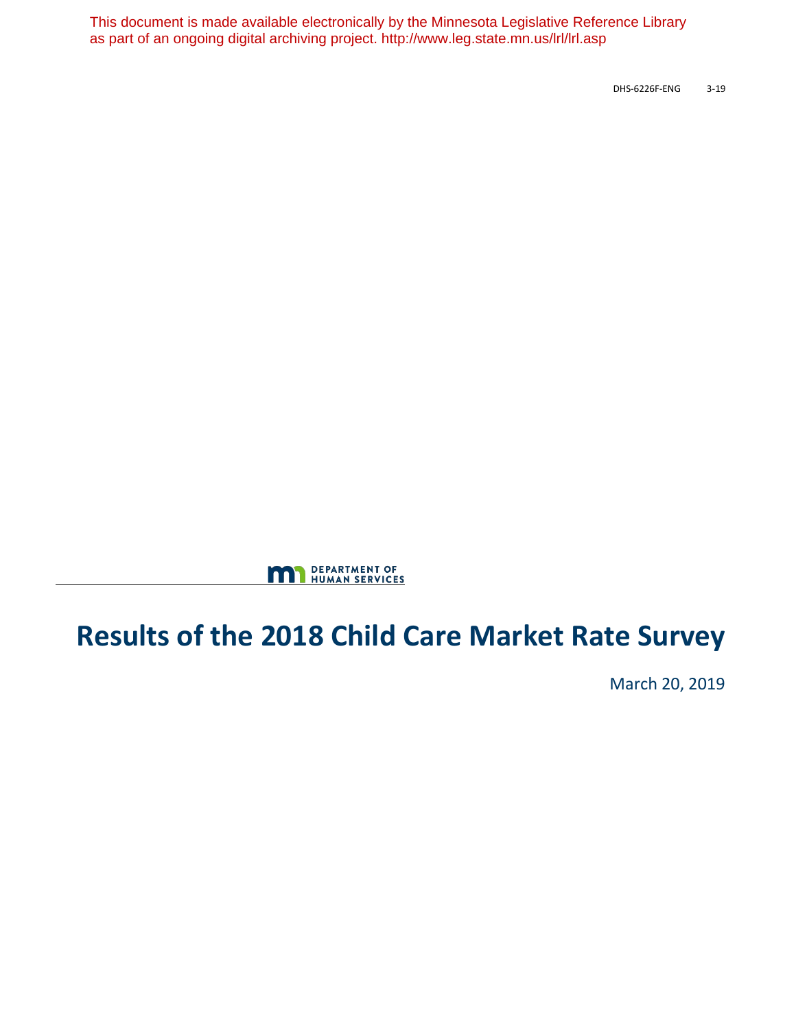This document is made available electronically by the Minnesota Legislative Reference Library as part of an ongoing digital archiving project. http://www.leg.state.mn.us/lrl/lrl.asp

DHS-6226F-ENG 3-19

DEPARTMENT OF HUMAN SERVICES

# Results of the 2018 Child Care Market Rate Survey

March 20, 2019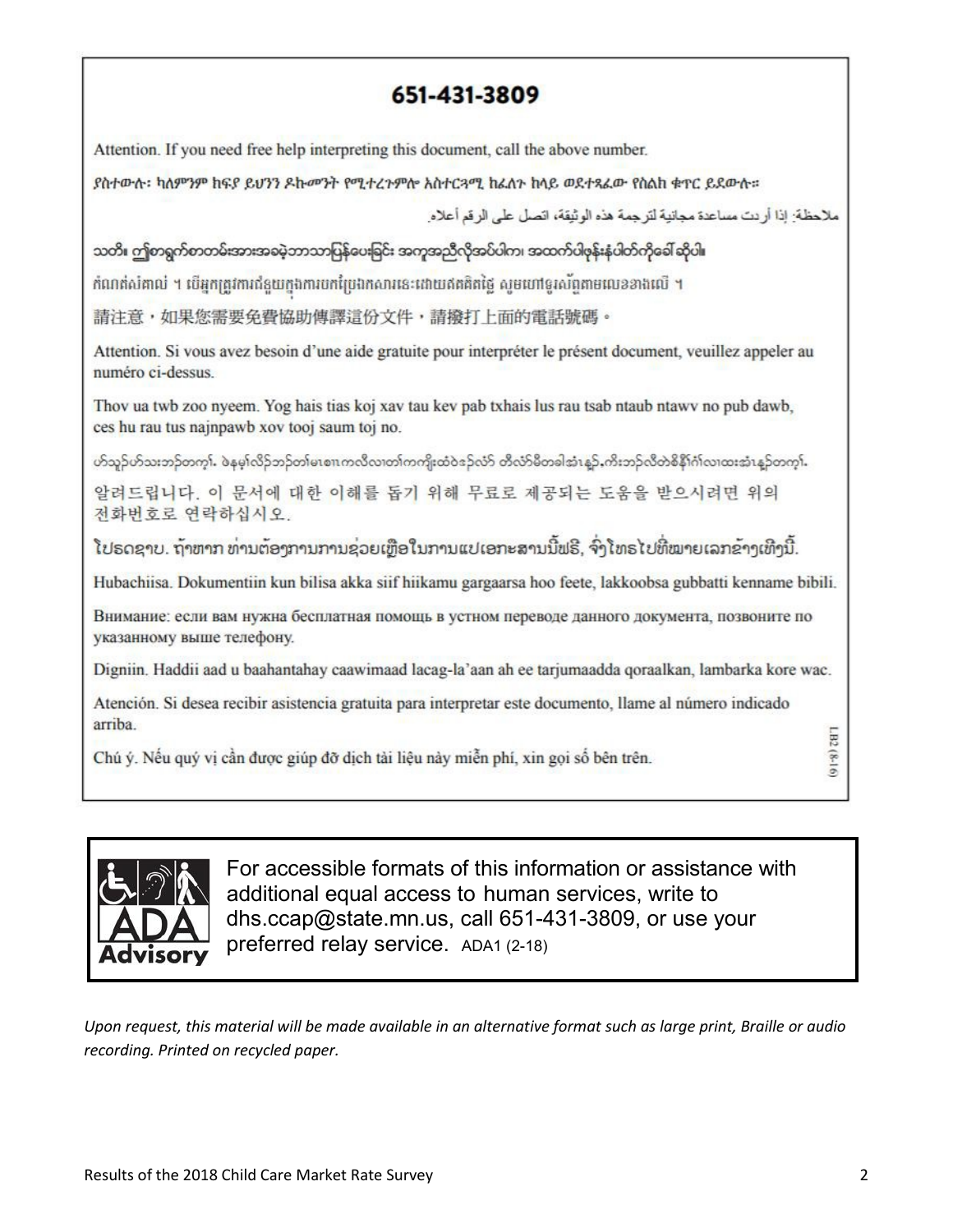## 651-431-3809

Attention. If you need free help interpreting this document, call the above number.

ያስተውሉ፡ ካለምንም ክፍያ ይህንን ዶኩመንት የሚተረጉምሎ አስተርጓሚ ከፈለጉ ከላይ ወደተጻፈው የስልክ ቁጥር ይደውሉ።

ملاحظة: إذا أردت مساعدة مجانية لترجمة هذه الوثيقة، اتصل على الرقم أعلاه.

သတိ။ ဤစာရွက်စာတမ်းအားအခမဲ့ဘာသာပြန်ပေးခြင်း အကူအညီလိုအပ်ပါက၊ အထက်ပါဖုန်းနံပါတ်ကိုခေါ်ဆိုပါ။

កំណត់សំគាល់ ។ បើអ្នកត្រូវការជំនួយក្នុងការបកប្រែឯកសារនេះដោយឥតគិតថ្លៃ សូមហៅទូរស័ព្ទតាមលេខខាងលើ ។

請注意，如果您需要免費協助傳譯這份文件，請撥打上面的電話號碼。

Attention. Si vous avez besoin d'une aide gratuite pour interpréter le présent document, veuillez appeler au numéro ci-dessus.

Thov ua twb zoo nyeem. Yog hais tias koj xav tau kev pab txhais lus rau tsab ntaub ntawv no pub dawb, ces hu rau tus najnpawb xov tooj saum toj no.

ဟ်သူဉ်ဟ်သးဘဉ်တက့ၢ်. ဖဲနမ့ၢ်လိဉ်ဘဉ်တၢ်မၤစၢၤကလီလၢတၢ်ကကျိးထံဝဲဒဉ်လံာ် တီလံာ်မီတခါအံၤန့ဉ်,ကိးဘဉ်လီတဲစိနီၣ်ဂံၢ်လၢထးအံၤန့ဉ်တက့ၢ်.

알려드립니다. 이 문서에 대한 이해를 돕기 위해 무료로 제공되는 도움을 받으시려면 위의 전화번호로 연락하십시오.

ໂປຣດຊາບ. ຖ້າຫາກ ທ່ານຕ້ອງການການຊ່ວຍເຫຼືອໃນການແປເອກະສານນີ້ຟຣີ, ຈົ່ງໂທຣໄປທີ່ໝາຍເລກຂ້າງເທິງນີ້.

Hubachiisa. Dokumentiin kun bilisa akka siif hiikamu gargaarsa hoo feete, lakkoobsa gubbatti kenname bibili.

Внимание: если вам нужна бесплатная помощь в устном переводе данного документа, позвоните по указанному выше телефону.

Digniin. Haddii aad u baahantahay caawimaad lacag-la'aan ah ee tarjumaadda qoraalkan, lambarka kore wac.

Atención. Si desea recibir asistencia gratuita para interpretar este documento, llame al número indicado arriba.

Chú ý. Nếu quý vị cần được giúp đỡ dịch tài liệu này miễn phí, xin gọi số bên trên.

LB2 (8-16)

ADA Advisory

For accessible formats of this information or assistance with additional equal access to human services, write to dhs.ccap@state.mn.us, call 651-431-3809, or use your preferred relay service. ADA1 (2-18)

*Upon request, this material will be made available in an alternative format such as large print, Braille or audio recording. Printed on recycled paper.*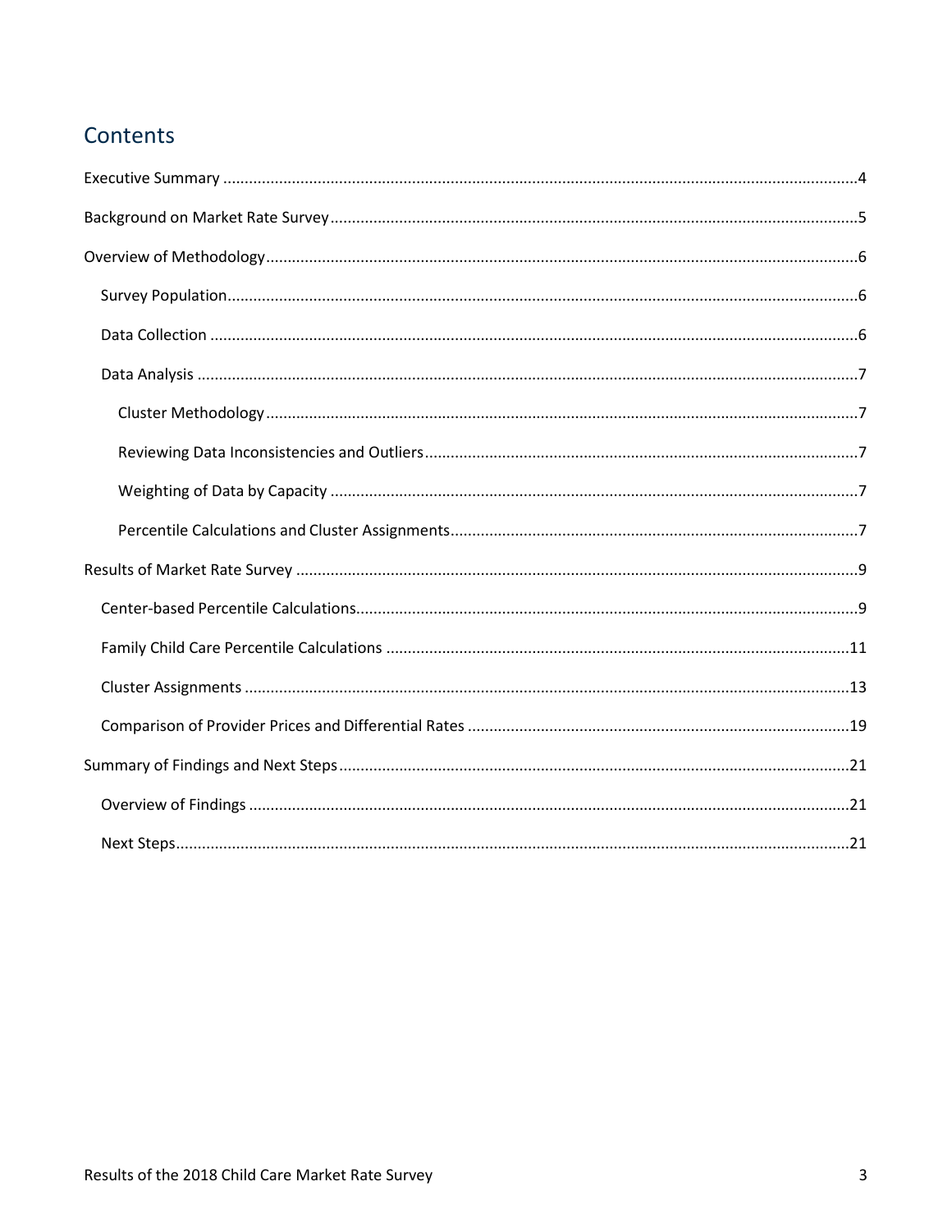# Contents

Executive Summary .....4

Background on Market Rate Survey .....5

Overview of Methodology .....6

- Survey Population .....6
- Data Collection .....6
- Data Analysis .....7
  - Cluster Methodology .....7
  - Reviewing Data Inconsistencies and Outliers .....7
  - Weighting of Data by Capacity .....7
  - Percentile Calculations and Cluster Assignments .....7

Results of Market Rate Survey .....9

- Center-based Percentile Calculations .....9
- Family Child Care Percentile Calculations .....11
- Cluster Assignments .....13
- Comparison of Provider Prices and Differential Rates .....19

Summary of Findings and Next Steps .....21

- Overview of Findings .....21
- Next Steps .....21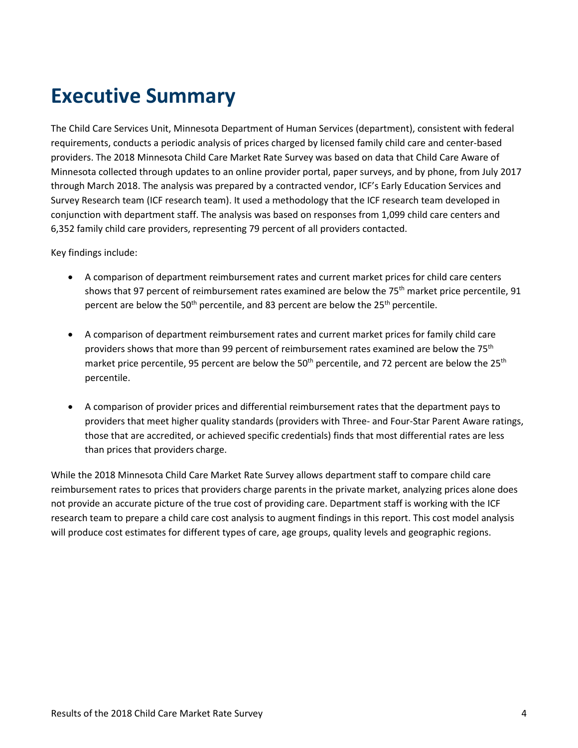# Executive Summary

The Child Care Services Unit, Minnesota Department of Human Services (department), consistent with federal requirements, conducts a periodic analysis of prices charged by licensed family child care and center-based providers. The 2018 Minnesota Child Care Market Rate Survey was based on data that Child Care Aware of Minnesota collected through updates to an online provider portal, paper surveys, and by phone, from July 2017 through March 2018. The analysis was prepared by a contracted vendor, ICF's Early Education Services and Survey Research team (ICF research team). It used a methodology that the ICF research team developed in conjunction with department staff. The analysis was based on responses from 1,099 child care centers and 6,352 family child care providers, representing 79 percent of all providers contacted.

Key findings include:

- A comparison of department reimbursement rates and current market prices for child care centers shows that 97 percent of reimbursement rates examined are below the 75th market price percentile, 91 percent are below the 50th percentile, and 83 percent are below the 25th percentile.
- A comparison of department reimbursement rates and current market prices for family child care providers shows that more than 99 percent of reimbursement rates examined are below the 75th market price percentile, 95 percent are below the 50th percentile, and 72 percent are below the 25th percentile.
- A comparison of provider prices and differential reimbursement rates that the department pays to providers that meet higher quality standards (providers with Three- and Four-Star Parent Aware ratings, those that are accredited, or achieved specific credentials) finds that most differential rates are less than prices that providers charge.

While the 2018 Minnesota Child Care Market Rate Survey allows department staff to compare child care reimbursement rates to prices that providers charge parents in the private market, analyzing prices alone does not provide an accurate picture of the true cost of providing care. Department staff is working with the ICF research team to prepare a child care cost analysis to augment findings in this report. This cost model analysis will produce cost estimates for different types of care, age groups, quality levels and geographic regions.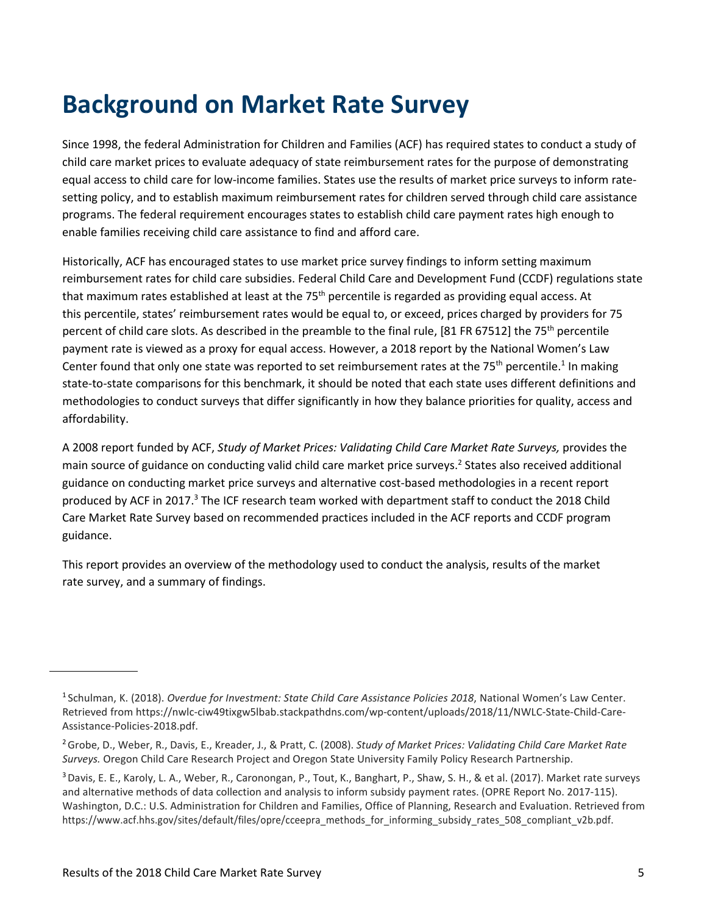# Background on Market Rate Survey

Since 1998, the federal Administration for Children and Families (ACF) has required states to conduct a study of child care market prices to evaluate adequacy of state reimbursement rates for the purpose of demonstrating equal access to child care for low-income families. States use the results of market price surveys to inform rate-setting policy, and to establish maximum reimbursement rates for children served through child care assistance programs. The federal requirement encourages states to establish child care payment rates high enough to enable families receiving child care assistance to find and afford care.

Historically, ACF has encouraged states to use market price survey findings to inform setting maximum reimbursement rates for child care subsidies. Federal Child Care and Development Fund (CCDF) regulations state that maximum rates established at least at the 75th percentile is regarded as providing equal access. At this percentile, states' reimbursement rates would be equal to, or exceed, prices charged by providers for 75 percent of child care slots. As described in the preamble to the final rule, [81 FR 67512] the 75th percentile payment rate is viewed as a proxy for equal access. However, a 2018 report by the National Women's Law Center found that only one state was reported to set reimbursement rates at the 75th percentile.[1] In making state-to-state comparisons for this benchmark, it should be noted that each state uses different definitions and methodologies to conduct surveys that differ significantly in how they balance priorities for quality, access and affordability.

A 2008 report funded by ACF, *Study of Market Prices: Validating Child Care Market Rate Surveys,* provides the main source of guidance on conducting valid child care market price surveys.[2] States also received additional guidance on conducting market price surveys and alternative cost-based methodologies in a recent report produced by ACF in 2017.[3] The ICF research team worked with department staff to conduct the 2018 Child Care Market Rate Survey based on recommended practices included in the ACF reports and CCDF program guidance.

This report provides an overview of the methodology used to conduct the analysis, results of the market rate survey, and a summary of findings.

---

[1] Schulman, K. (2018). *Overdue for Investment: State Child Care Assistance Policies 2018*, National Women's Law Center. Retrieved from https://nwlc-ciw49tixgw5lbab.stackpathdns.com/wp-content/uploads/2018/11/NWLC-State-Child-Care-Assistance-Policies-2018.pdf.

[2] Grobe, D., Weber, R., Davis, E., Kreader, J., & Pratt, C. (2008). *Study of Market Prices: Validating Child Care Market Rate Surveys.* Oregon Child Care Research Project and Oregon State University Family Policy Research Partnership.

[3] Davis, E. E., Karoly, L. A., Weber, R., Caronongan, P., Tout, K., Banghart, P., Shaw, S. H., & et al. (2017). Market rate surveys and alternative methods of data collection and analysis to inform subsidy payment rates. (OPRE Report No. 2017-115). Washington, D.C.: U.S. Administration for Children and Families, Office of Planning, Research and Evaluation. Retrieved from https://www.acf.hhs.gov/sites/default/files/opre/cceepra_methods_for_informing_subsidy_rates_508_compliant_v2b.pdf.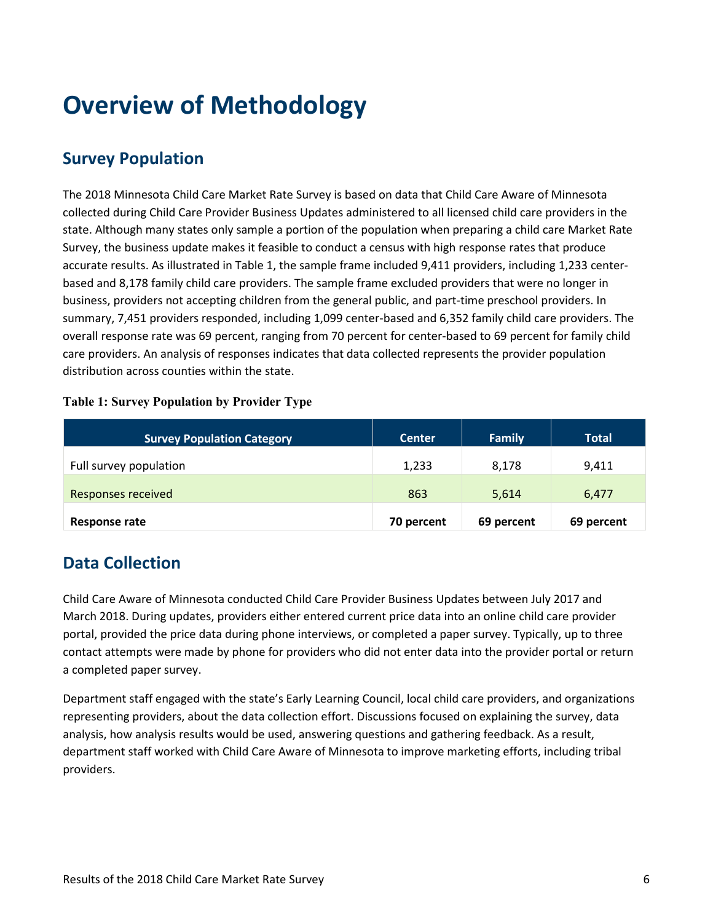# Overview of Methodology

## Survey Population

The 2018 Minnesota Child Care Market Rate Survey is based on data that Child Care Aware of Minnesota collected during Child Care Provider Business Updates administered to all licensed child care providers in the state. Although many states only sample a portion of the population when preparing a child care Market Rate Survey, the business update makes it feasible to conduct a census with high response rates that produce accurate results. As illustrated in Table 1, the sample frame included 9,411 providers, including 1,233 center-based and 8,178 family child care providers. The sample frame excluded providers that were no longer in business, providers not accepting children from the general public, and part-time preschool providers. In summary, 7,451 providers responded, including 1,099 center-based and 6,352 family child care providers. The overall response rate was 69 percent, ranging from 70 percent for center-based to 69 percent for family child care providers. An analysis of responses indicates that data collected represents the provider population distribution across counties within the state.

**Table 1: Survey Population by Provider Type**

| Survey Population Category | Center | Family | Total |
|---|---|---|---|
| Full survey population | 1,233 | 8,178 | 9,411 |
| Responses received | 863 | 5,614 | 6,477 |
| **Response rate** | **70 percent** | **69 percent** | **69 percent** |

## Data Collection

Child Care Aware of Minnesota conducted Child Care Provider Business Updates between July 2017 and March 2018. During updates, providers either entered current price data into an online child care provider portal, provided the price data during phone interviews, or completed a paper survey. Typically, up to three contact attempts were made by phone for providers who did not enter data into the provider portal or return a completed paper survey.

Department staff engaged with the state's Early Learning Council, local child care providers, and organizations representing providers, about the data collection effort. Discussions focused on explaining the survey, data analysis, how analysis results would be used, answering questions and gathering feedback. As a result, department staff worked with Child Care Aware of Minnesota to improve marketing efforts, including tribal providers.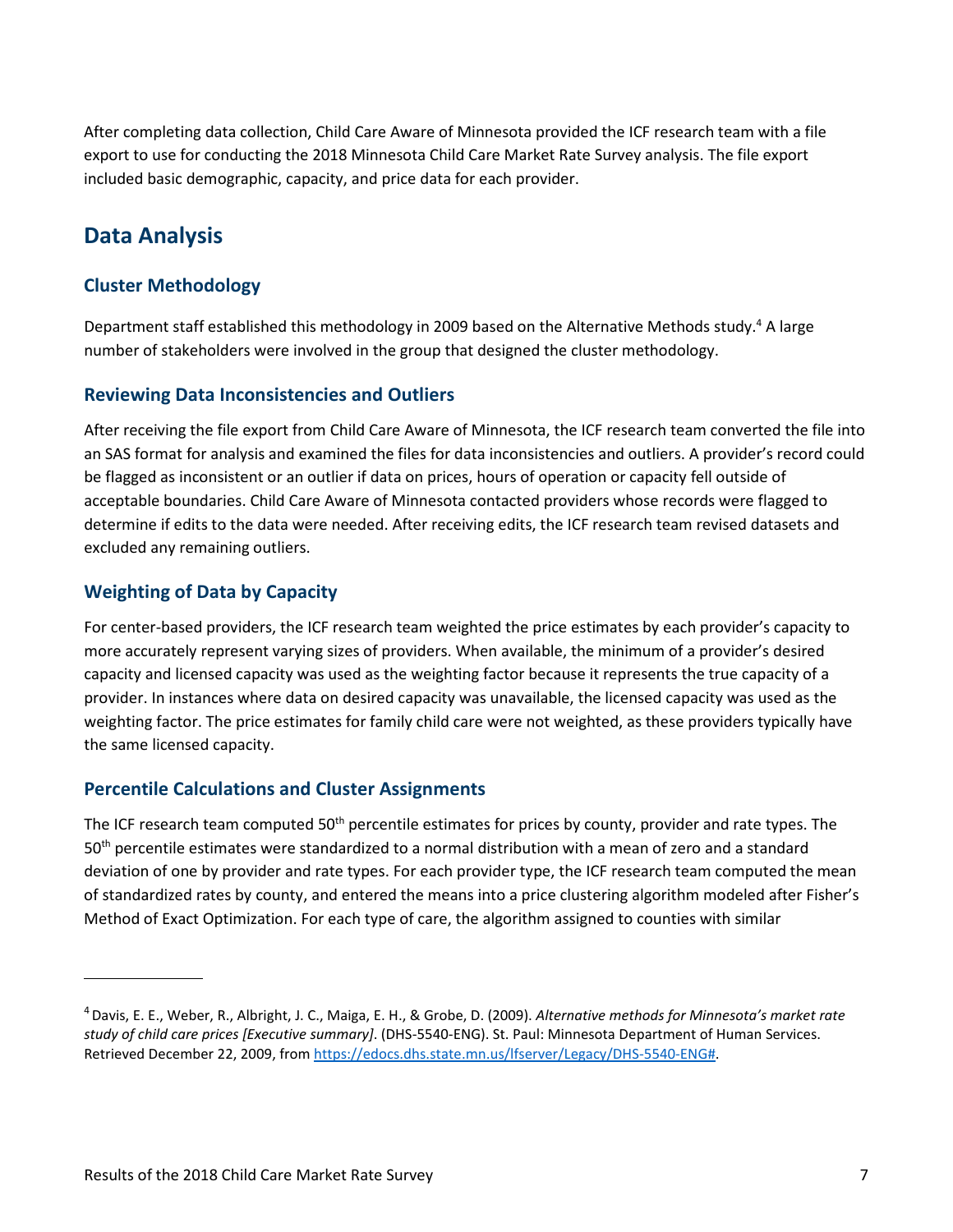After completing data collection, Child Care Aware of Minnesota provided the ICF research team with a file export to use for conducting the 2018 Minnesota Child Care Market Rate Survey analysis. The file export included basic demographic, capacity, and price data for each provider.

## Data Analysis

### Cluster Methodology

Department staff established this methodology in 2009 based on the Alternative Methods study.[4] A large number of stakeholders were involved in the group that designed the cluster methodology.

### Reviewing Data Inconsistencies and Outliers

After receiving the file export from Child Care Aware of Minnesota, the ICF research team converted the file into an SAS format for analysis and examined the files for data inconsistencies and outliers. A provider's record could be flagged as inconsistent or an outlier if data on prices, hours of operation or capacity fell outside of acceptable boundaries. Child Care Aware of Minnesota contacted providers whose records were flagged to determine if edits to the data were needed. After receiving edits, the ICF research team revised datasets and excluded any remaining outliers.

### Weighting of Data by Capacity

For center-based providers, the ICF research team weighted the price estimates by each provider's capacity to more accurately represent varying sizes of providers. When available, the minimum of a provider's desired capacity and licensed capacity was used as the weighting factor because it represents the true capacity of a provider. In instances where data on desired capacity was unavailable, the licensed capacity was used as the weighting factor. The price estimates for family child care were not weighted, as these providers typically have the same licensed capacity.

### Percentile Calculations and Cluster Assignments

The ICF research team computed 50th percentile estimates for prices by county, provider and rate types. The 50th percentile estimates were standardized to a normal distribution with a mean of zero and a standard deviation of one by provider and rate types. For each provider type, the ICF research team computed the mean of standardized rates by county, and entered the means into a price clustering algorithm modeled after Fisher's Method of Exact Optimization. For each type of care, the algorithm assigned to counties with similar

---

[4] Davis, E. E., Weber, R., Albright, J. C., Maiga, E. H., & Grobe, D. (2009). *Alternative methods for Minnesota's market rate study of child care prices [Executive summary]*. (DHS-5540-ENG). St. Paul: Minnesota Department of Human Services. Retrieved December 22, 2009, from https://edocs.dhs.state.mn.us/lfserver/Legacy/DHS-5540-ENG#.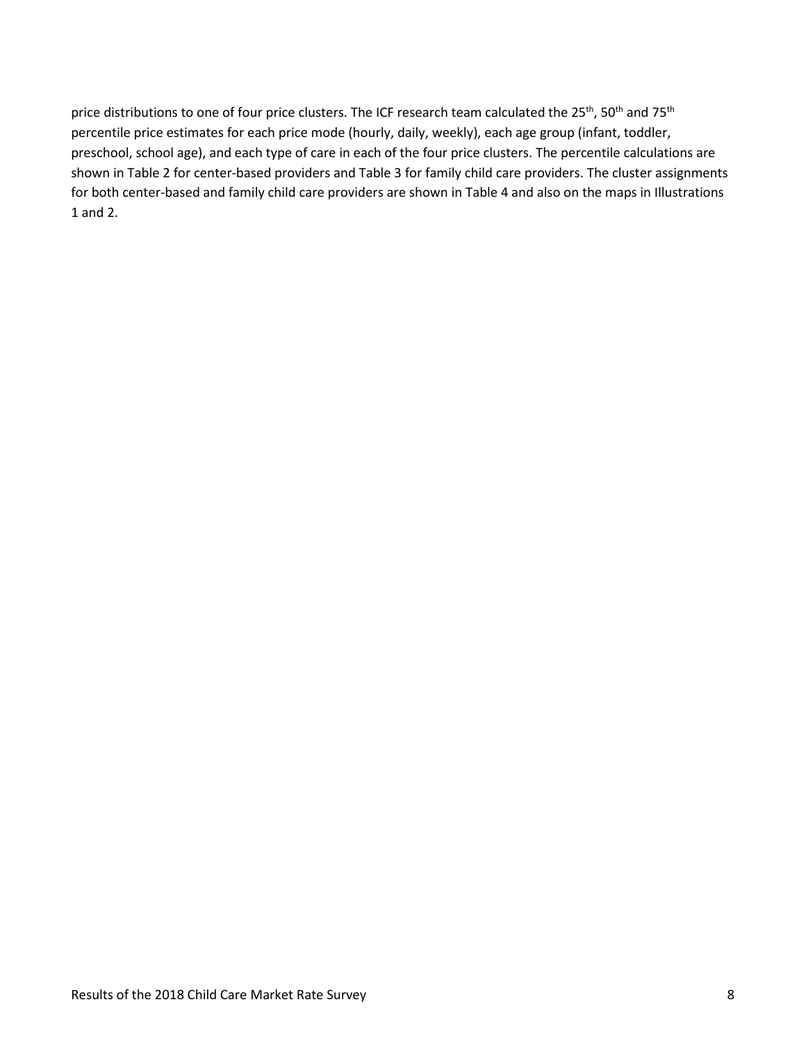price distributions to one of four price clusters. The ICF research team calculated the 25th, 50th and 75th percentile price estimates for each price mode (hourly, daily, weekly), each age group (infant, toddler, preschool, school age), and each type of care in each of the four price clusters. The percentile calculations are shown in Table 2 for center-based providers and Table 3 for family child care providers. The cluster assignments for both center-based and family child care providers are shown in Table 4 and also on the maps in Illustrations 1 and 2.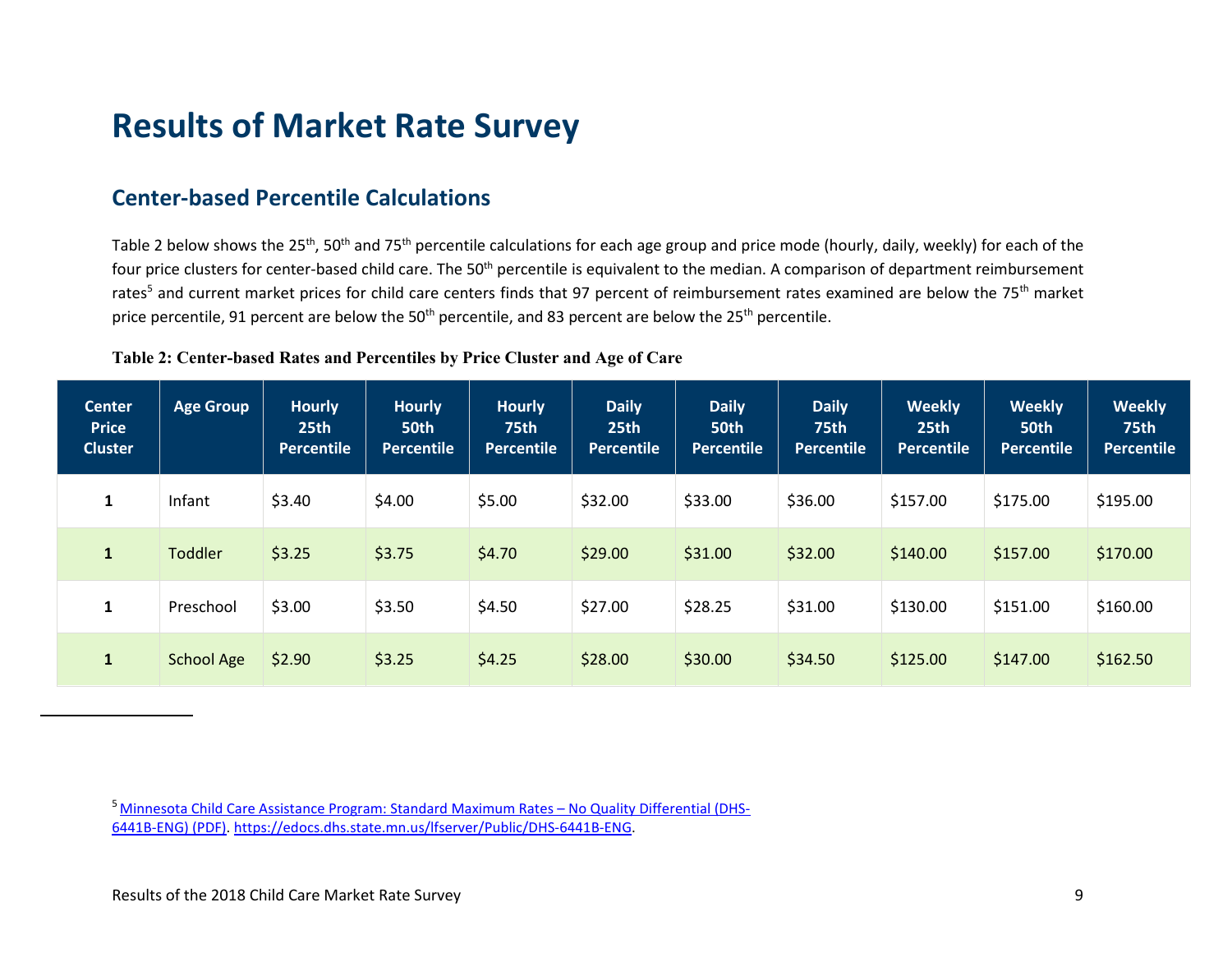# Results of Market Rate Survey

## Center-based Percentile Calculations

Table 2 below shows the 25th, 50th and 75th percentile calculations for each age group and price mode (hourly, daily, weekly) for each of the four price clusters for center-based child care. The 50th percentile is equivalent to the median. A comparison of department reimbursement rates[5] and current market prices for child care centers finds that 97 percent of reimbursement rates examined are below the 75th market price percentile, 91 percent are below the 50th percentile, and 83 percent are below the 25th percentile.

**Table 2: Center-based Rates and Percentiles by Price Cluster and Age of Care**

| Center Price Cluster | Age Group | Hourly 25th Percentile | Hourly 50th Percentile | Hourly 75th Percentile | Daily 25th Percentile | Daily 50th Percentile | Daily 75th Percentile | Weekly 25th Percentile | Weekly 50th Percentile | Weekly 75th Percentile |
|---|---|---|---|---|---|---|---|---|---|---|
| 1 | Infant | $3.40 | $4.00 | $5.00 | $32.00 | $33.00 | $36.00 | $157.00 | $175.00 | $195.00 |
| 1 | Toddler | $3.25 | $3.75 | $4.70 | $29.00 | $31.00 | $32.00 | $140.00 | $157.00 | $170.00 |
| 1 | Preschool | $3.00 | $3.50 | $4.50 | $27.00 | $28.25 | $31.00 | $130.00 | $151.00 | $160.00 |
| 1 | School Age | $2.90 | $3.25 | $4.25 | $28.00 | $30.00 | $34.50 | $125.00 | $147.00 | $162.50 |

---

[5] Minnesota Child Care Assistance Program: Standard Maximum Rates – No Quality Differential (DHS-6441B-ENG) (PDF). https://edocs.dhs.state.mn.us/lfserver/Public/DHS-6441B-ENG.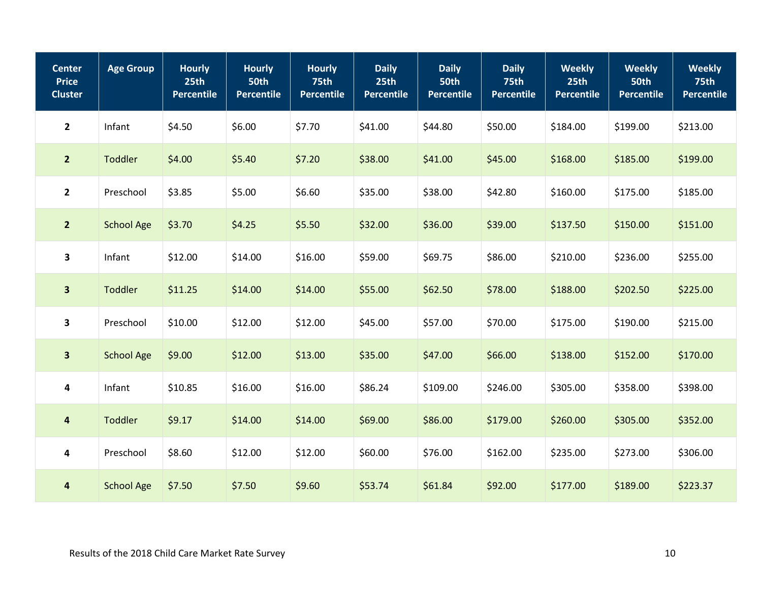| Center Price Cluster | Age Group | Hourly 25th Percentile | Hourly 50th Percentile | Hourly 75th Percentile | Daily 25th Percentile | Daily 50th Percentile | Daily 75th Percentile | Weekly 25th Percentile | Weekly 50th Percentile | Weekly 75th Percentile |
|---|---|---|---|---|---|---|---|---|---|---|
| 2 | Infant | $4.50 | $6.00 | $7.70 | $41.00 | $44.80 | $50.00 | $184.00 | $199.00 | $213.00 |
| 2 | Toddler | $4.00 | $5.40 | $7.20 | $38.00 | $41.00 | $45.00 | $168.00 | $185.00 | $199.00 |
| 2 | Preschool | $3.85 | $5.00 | $6.60 | $35.00 | $38.00 | $42.80 | $160.00 | $175.00 | $185.00 |
| 2 | School Age | $3.70 | $4.25 | $5.50 | $32.00 | $36.00 | $39.00 | $137.50 | $150.00 | $151.00 |
| 3 | Infant | $12.00 | $14.00 | $16.00 | $59.00 | $69.75 | $86.00 | $210.00 | $236.00 | $255.00 |
| 3 | Toddler | $11.25 | $14.00 | $14.00 | $55.00 | $62.50 | $78.00 | $188.00 | $202.50 | $225.00 |
| 3 | Preschool | $10.00 | $12.00 | $12.00 | $45.00 | $57.00 | $70.00 | $175.00 | $190.00 | $215.00 |
| 3 | School Age | $9.00 | $12.00 | $13.00 | $35.00 | $47.00 | $66.00 | $138.00 | $152.00 | $170.00 |
| 4 | Infant | $10.85 | $16.00 | $16.00 | $86.24 | $109.00 | $246.00 | $305.00 | $358.00 | $398.00 |
| 4 | Toddler | $9.17 | $14.00 | $14.00 | $69.00 | $86.00 | $179.00 | $260.00 | $305.00 | $352.00 |
| 4 | Preschool | $8.60 | $12.00 | $12.00 | $60.00 | $76.00 | $162.00 | $235.00 | $273.00 | $306.00 |
| 4 | School Age | $7.50 | $7.50 | $9.60 | $53.74 | $61.84 | $92.00 | $177.00 | $189.00 | $223.37 |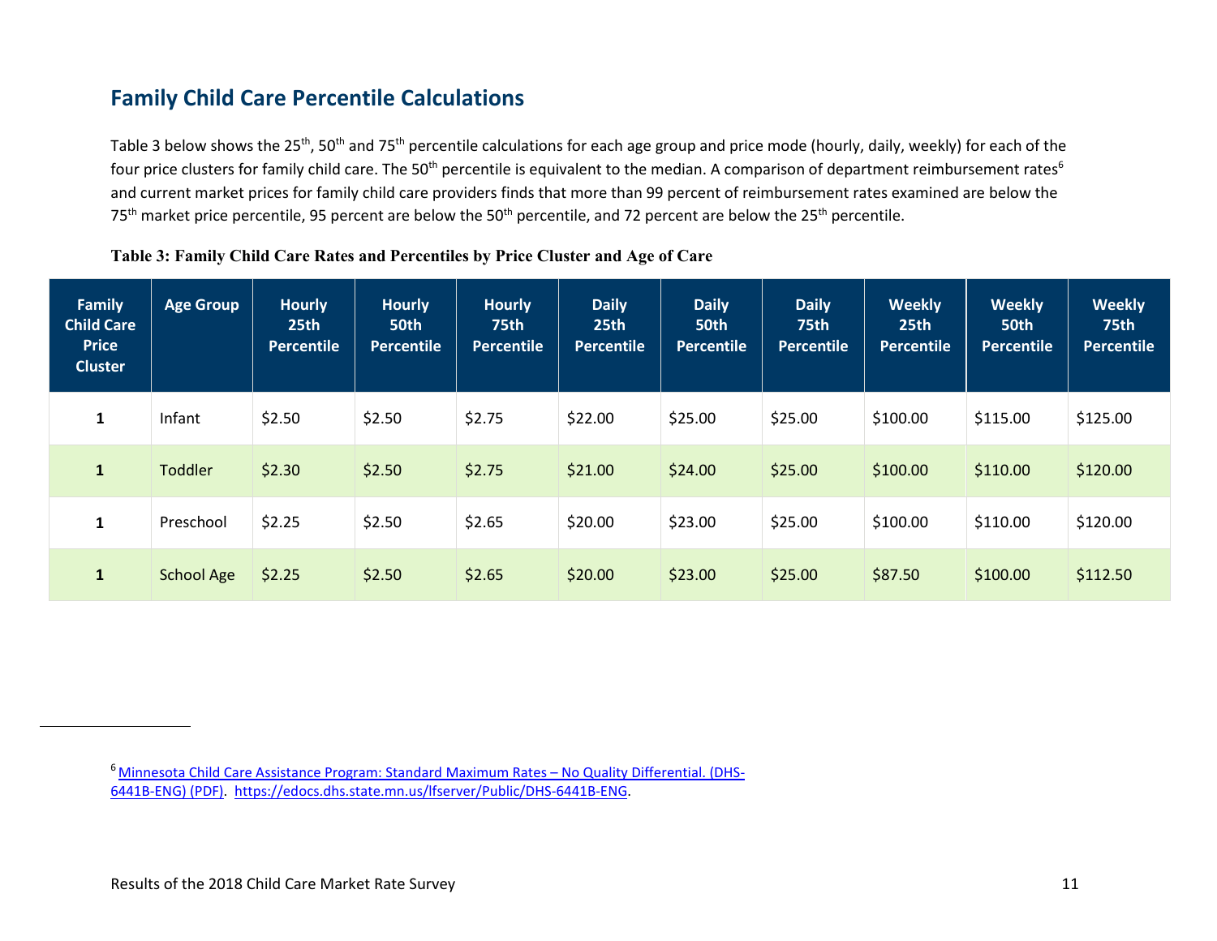## Family Child Care Percentile Calculations

Table 3 below shows the 25th, 50th and 75th percentile calculations for each age group and price mode (hourly, daily, weekly) for each of the four price clusters for family child care. The 50th percentile is equivalent to the median. A comparison of department reimbursement rates[6] and current market prices for family child care providers finds that more than 99 percent of reimbursement rates examined are below the 75th market price percentile, 95 percent are below the 50th percentile, and 72 percent are below the 25th percentile.

**Table 3: Family Child Care Rates and Percentiles by Price Cluster and Age of Care**

| Family Child Care Price Cluster | Age Group | Hourly 25th Percentile | Hourly 50th Percentile | Hourly 75th Percentile | Daily 25th Percentile | Daily 50th Percentile | Daily 75th Percentile | Weekly 25th Percentile | Weekly 50th Percentile | Weekly 75th Percentile |
|---|---|---|---|---|---|---|---|---|---|---|
| 1 | Infant | $2.50 | $2.50 | $2.75 | $22.00 | $25.00 | $25.00 | $100.00 | $115.00 | $125.00 |
| 1 | Toddler | $2.30 | $2.50 | $2.75 | $21.00 | $24.00 | $25.00 | $100.00 | $110.00 | $120.00 |
| 1 | Preschool | $2.25 | $2.50 | $2.65 | $20.00 | $23.00 | $25.00 | $100.00 | $110.00 | $120.00 |
| 1 | School Age | $2.25 | $2.50 | $2.65 | $20.00 | $23.00 | $25.00 | $87.50 | $100.00 | $112.50 |

[6] Minnesota Child Care Assistance Program: Standard Maximum Rates – No Quality Differential. (DHS-6441B-ENG) (PDF). https://edocs.dhs.state.mn.us/lfserver/Public/DHS-6441B-ENG.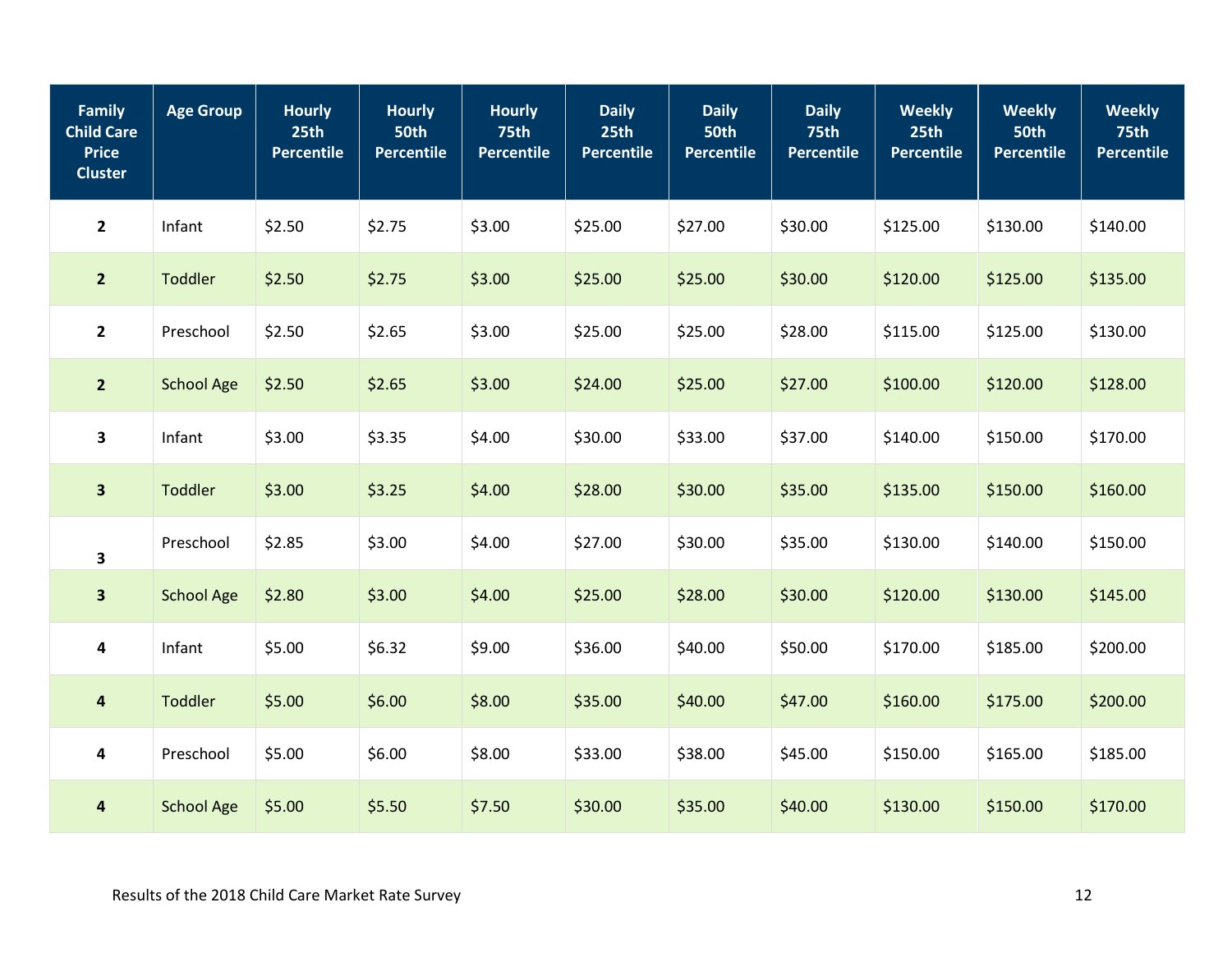| Family Child Care Price Cluster | Age Group | Hourly 25th Percentile | Hourly 50th Percentile | Hourly 75th Percentile | Daily 25th Percentile | Daily 50th Percentile | Daily 75th Percentile | Weekly 25th Percentile | Weekly 50th Percentile | Weekly 75th Percentile |
|---|---|---|---|---|---|---|---|---|---|---|
| **2** | Infant | $2.50 | $2.75 | $3.00 | $25.00 | $27.00 | $30.00 | $125.00 | $130.00 | $140.00 |
| **2** | Toddler | $2.50 | $2.75 | $3.00 | $25.00 | $25.00 | $30.00 | $120.00 | $125.00 | $135.00 |
| **2** | Preschool | $2.50 | $2.65 | $3.00 | $25.00 | $25.00 | $28.00 | $115.00 | $125.00 | $130.00 |
| **2** | School Age | $2.50 | $2.65 | $3.00 | $24.00 | $25.00 | $27.00 | $100.00 | $120.00 | $128.00 |
| **3** | Infant | $3.00 | $3.35 | $4.00 | $30.00 | $33.00 | $37.00 | $140.00 | $150.00 | $170.00 |
| **3** | Toddler | $3.00 | $3.25 | $4.00 | $28.00 | $30.00 | $35.00 | $135.00 | $150.00 | $160.00 |
| **3** | Preschool | $2.85 | $3.00 | $4.00 | $27.00 | $30.00 | $35.00 | $130.00 | $140.00 | $150.00 |
| **3** | School Age | $2.80 | $3.00 | $4.00 | $25.00 | $28.00 | $30.00 | $120.00 | $130.00 | $145.00 |
| **4** | Infant | $5.00 | $6.32 | $9.00 | $36.00 | $40.00 | $50.00 | $170.00 | $185.00 | $200.00 |
| **4** | Toddler | $5.00 | $6.00 | $8.00 | $35.00 | $40.00 | $47.00 | $160.00 | $175.00 | $200.00 |
| **4** | Preschool | $5.00 | $6.00 | $8.00 | $33.00 | $38.00 | $45.00 | $150.00 | $165.00 | $185.00 |
| **4** | School Age | $5.00 | $5.50 | $7.50 | $30.00 | $35.00 | $40.00 | $130.00 | $150.00 | $170.00 |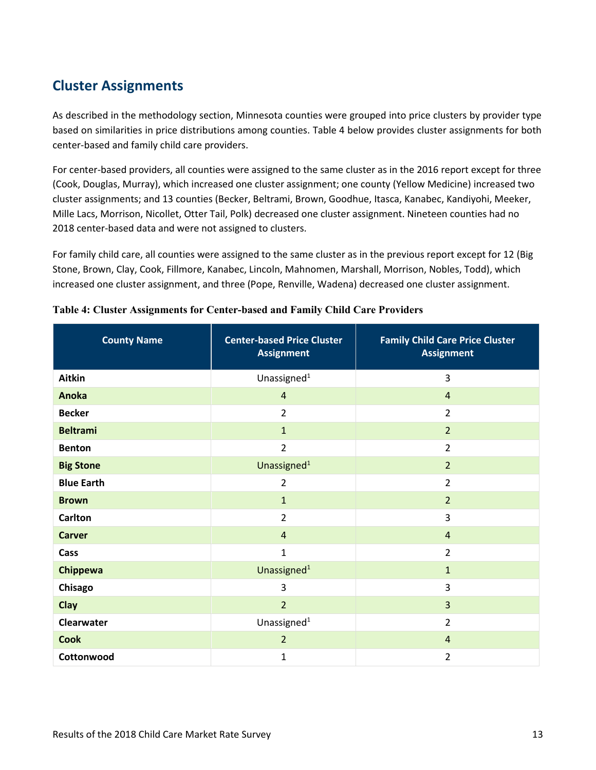## Cluster Assignments

As described in the methodology section, Minnesota counties were grouped into price clusters by provider type based on similarities in price distributions among counties. Table 4 below provides cluster assignments for both center-based and family child care providers.

For center-based providers, all counties were assigned to the same cluster as in the 2016 report except for three (Cook, Douglas, Murray), which increased one cluster assignment; one county (Yellow Medicine) increased two cluster assignments; and 13 counties (Becker, Beltrami, Brown, Goodhue, Itasca, Kanabec, Kandiyohi, Meeker, Mille Lacs, Morrison, Nicollet, Otter Tail, Polk) decreased one cluster assignment. Nineteen counties had no 2018 center-based data and were not assigned to clusters.

For family child care, all counties were assigned to the same cluster as in the previous report except for 12 (Big Stone, Brown, Clay, Cook, Fillmore, Kanabec, Lincoln, Mahnomen, Marshall, Morrison, Nobles, Todd), which increased one cluster assignment, and three (Pope, Renville, Wadena) decreased one cluster assignment.

**Table 4: Cluster Assignments for Center-based and Family Child Care Providers**

| County Name | Center-based Price Cluster Assignment | Family Child Care Price Cluster Assignment |
|---|---|---|
| **Aitkin** | Unassigned[1] | 3 |
| **Anoka** | 4 | 4 |
| **Becker** | 2 | 2 |
| **Beltrami** | 1 | 2 |
| **Benton** | 2 | 2 |
| **Big Stone** | Unassigned[1] | 2 |
| **Blue Earth** | 2 | 2 |
| **Brown** | 1 | 2 |
| **Carlton** | 2 | 3 |
| **Carver** | 4 | 4 |
| **Cass** | 1 | 2 |
| **Chippewa** | Unassigned[1] | 1 |
| **Chisago** | 3 | 3 |
| **Clay** | 2 | 3 |
| **Clearwater** | Unassigned[1] | 2 |
| **Cook** | 2 | 4 |
| **Cottonwood** | 1 | 2 |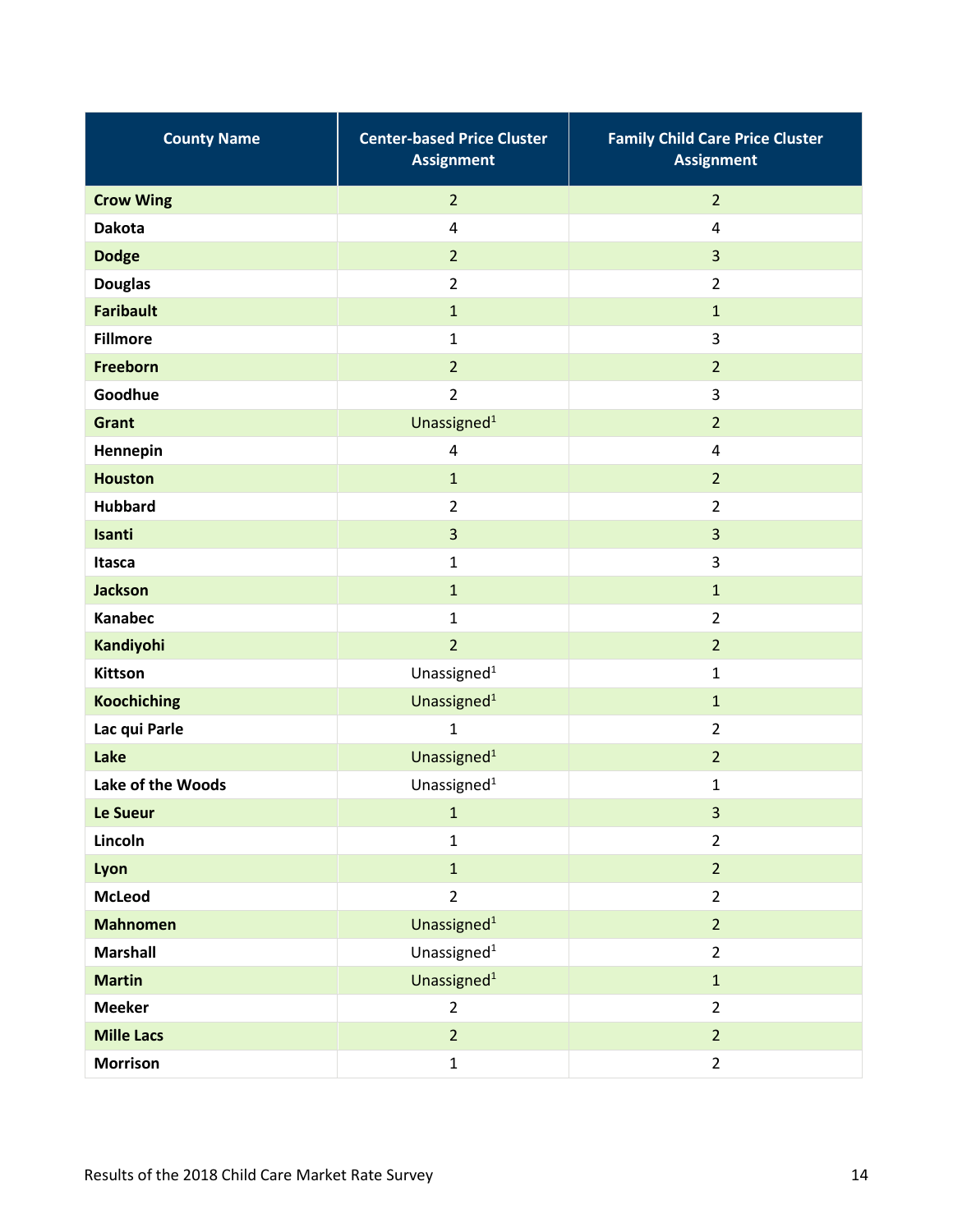| County Name | Center-based Price Cluster Assignment | Family Child Care Price Cluster Assignment |
|---|---|---|
| **Crow Wing** | 2 | 2 |
| **Dakota** | 4 | 4 |
| **Dodge** | 2 | 3 |
| **Douglas** | 2 | 2 |
| **Faribault** | 1 | 1 |
| **Fillmore** | 1 | 3 |
| **Freeborn** | 2 | 2 |
| **Goodhue** | 2 | 3 |
| **Grant** | Unassigned[1] | 2 |
| **Hennepin** | 4 | 4 |
| **Houston** | 1 | 2 |
| **Hubbard** | 2 | 2 |
| **Isanti** | 3 | 3 |
| **Itasca** | 1 | 3 |
| **Jackson** | 1 | 1 |
| **Kanabec** | 1 | 2 |
| **Kandiyohi** | 2 | 2 |
| **Kittson** | Unassigned[1] | 1 |
| **Koochiching** | Unassigned[1] | 1 |
| **Lac qui Parle** | 1 | 2 |
| **Lake** | Unassigned[1] | 2 |
| **Lake of the Woods** | Unassigned[1] | 1 |
| **Le Sueur** | 1 | 3 |
| **Lincoln** | 1 | 2 |
| **Lyon** | 1 | 2 |
| **McLeod** | 2 | 2 |
| **Mahnomen** | Unassigned[1] | 2 |
| **Marshall** | Unassigned[1] | 2 |
| **Martin** | Unassigned[1] | 1 |
| **Meeker** | 2 | 2 |
| **Mille Lacs** | 2 | 2 |
| **Morrison** | 1 | 2 |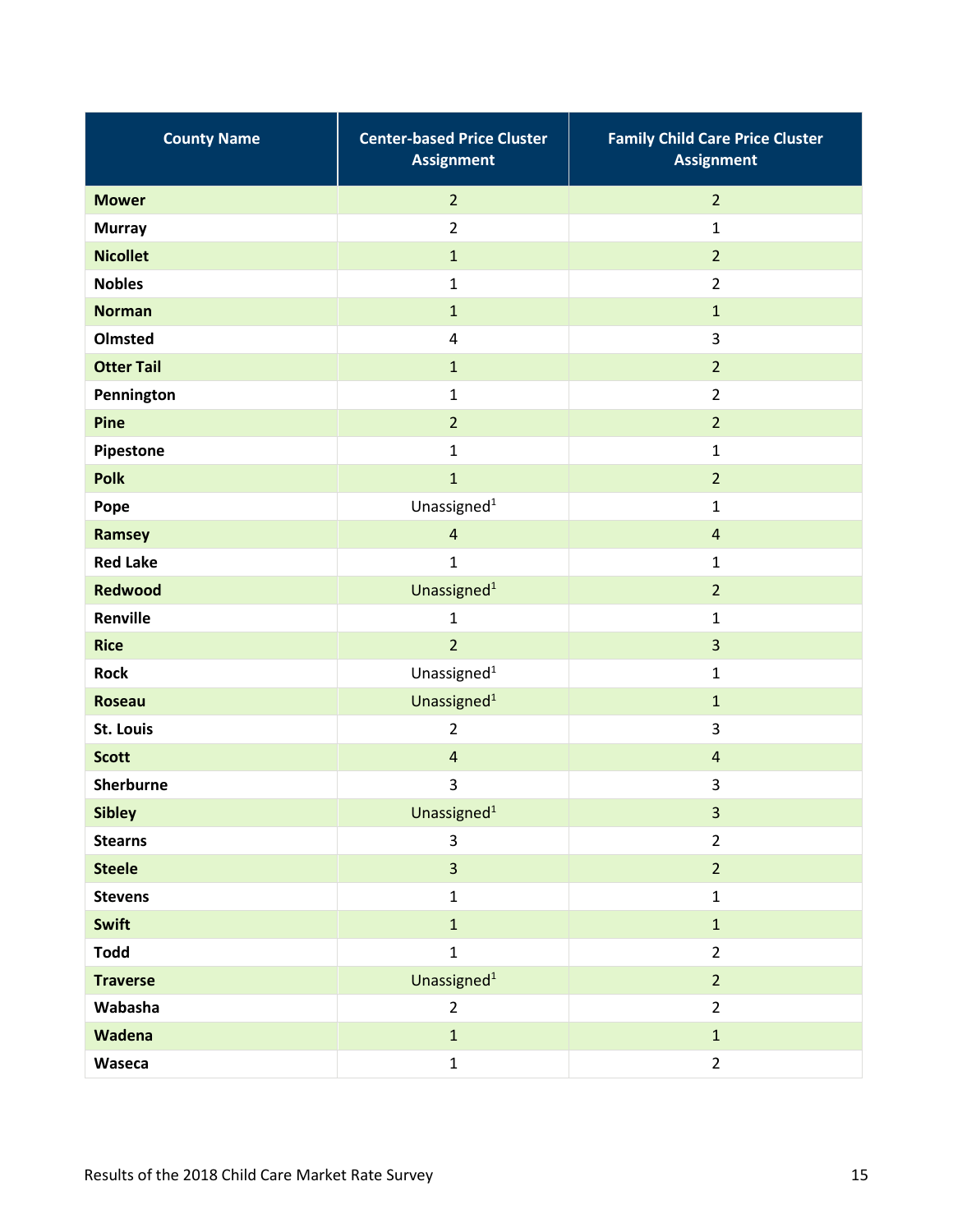| County Name | Center-based Price Cluster Assignment | Family Child Care Price Cluster Assignment |
|---|---|---|
| **Mower** | 2 | 2 |
| **Murray** | 2 | 1 |
| **Nicollet** | 1 | 2 |
| **Nobles** | 1 | 2 |
| **Norman** | 1 | 1 |
| **Olmsted** | 4 | 3 |
| **Otter Tail** | 1 | 2 |
| **Pennington** | 1 | 2 |
| **Pine** | 2 | 2 |
| **Pipestone** | 1 | 1 |
| **Polk** | 1 | 2 |
| **Pope** | Unassigned[1] | 1 |
| **Ramsey** | 4 | 4 |
| **Red Lake** | 1 | 1 |
| **Redwood** | Unassigned[1] | 2 |
| **Renville** | 1 | 1 |
| **Rice** | 2 | 3 |
| **Rock** | Unassigned[1] | 1 |
| **Roseau** | Unassigned[1] | 1 |
| **St. Louis** | 2 | 3 |
| **Scott** | 4 | 4 |
| **Sherburne** | 3 | 3 |
| **Sibley** | Unassigned[1] | 3 |
| **Stearns** | 3 | 2 |
| **Steele** | 3 | 2 |
| **Stevens** | 1 | 1 |
| **Swift** | 1 | 1 |
| **Todd** | 1 | 2 |
| **Traverse** | Unassigned[1] | 2 |
| **Wabasha** | 2 | 2 |
| **Wadena** | 1 | 1 |
| **Waseca** | 1 | 2 |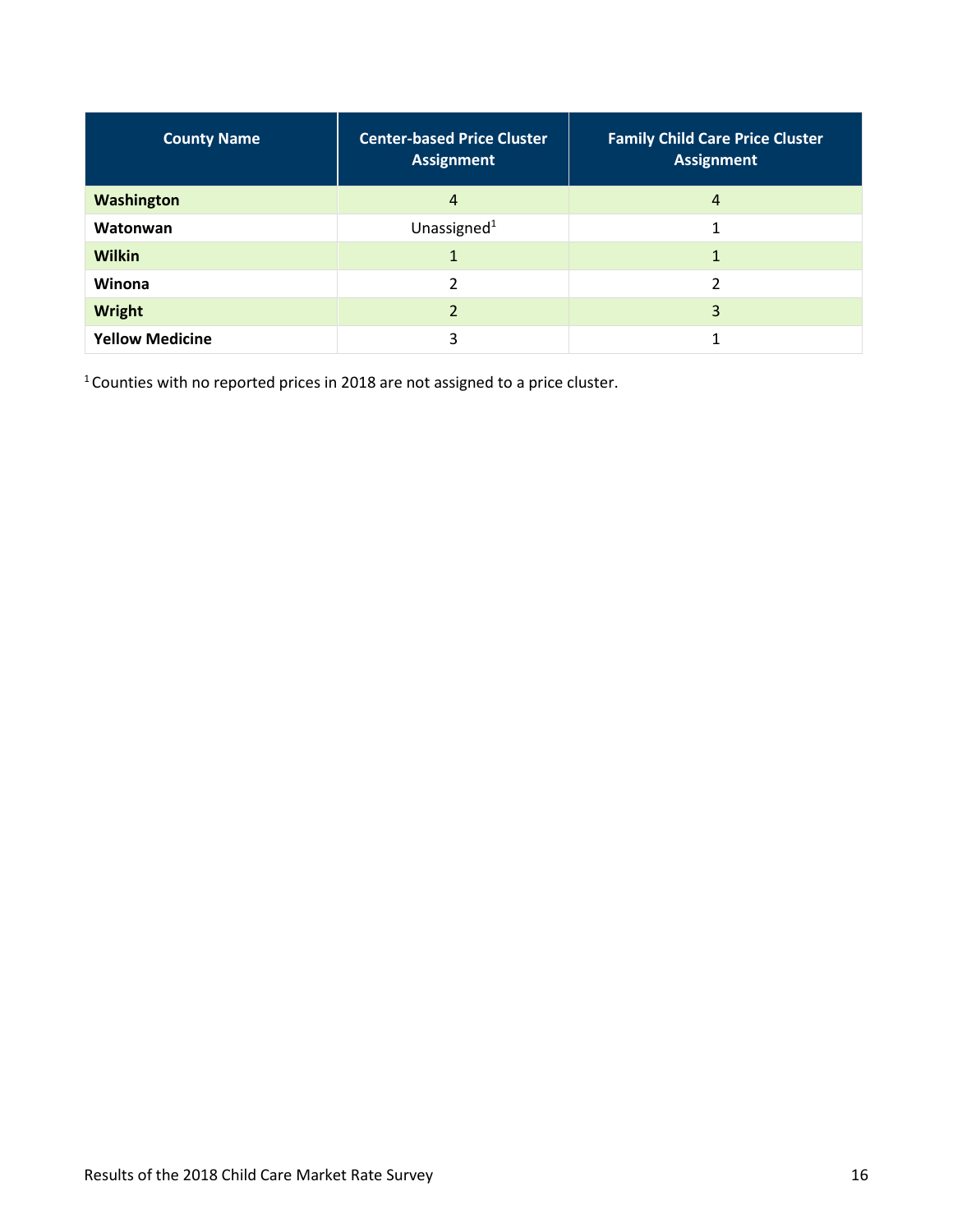| County Name | Center-based Price Cluster Assignment | Family Child Care Price Cluster Assignment |
|---|---|---|
| **Washington** | 4 | 4 |
| **Watonwan** | Unassigned[1] | 1 |
| **Wilkin** | 1 | 1 |
| **Winona** | 2 | 2 |
| **Wright** | 2 | 3 |
| **Yellow Medicine** | 3 | 1 |

[1] Counties with no reported prices in 2018 are not assigned to a price cluster.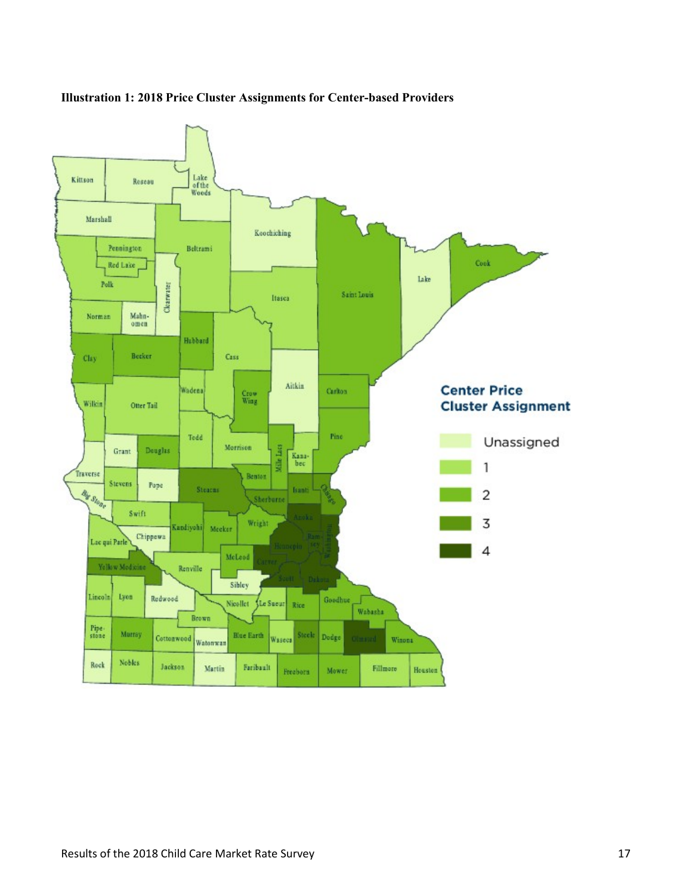**Illustration 1: 2018 Price Cluster Assignments for Center-based Providers**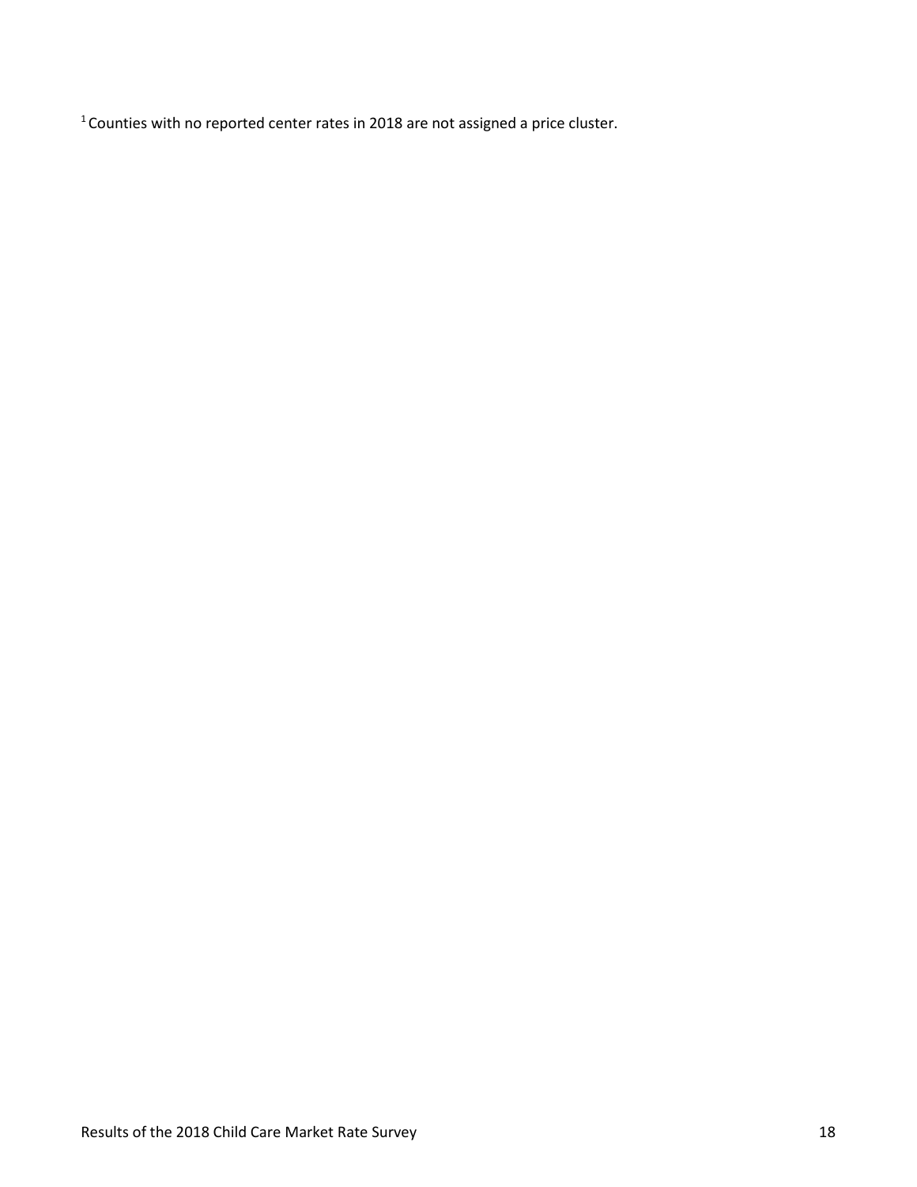[1] Counties with no reported center rates in 2018 are not assigned a price cluster.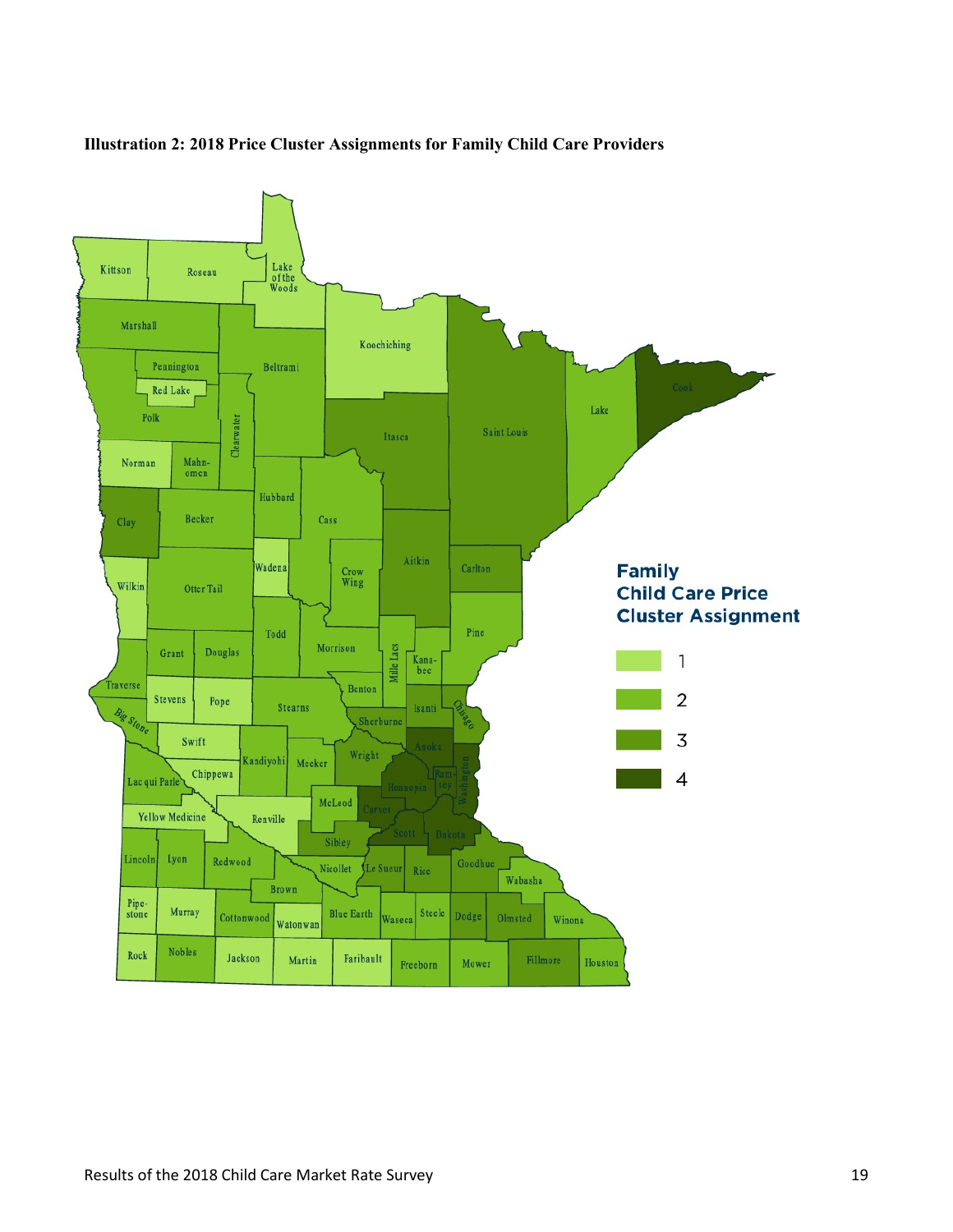**Illustration 2: 2018 Price Cluster Assignments for Family Child Care Providers**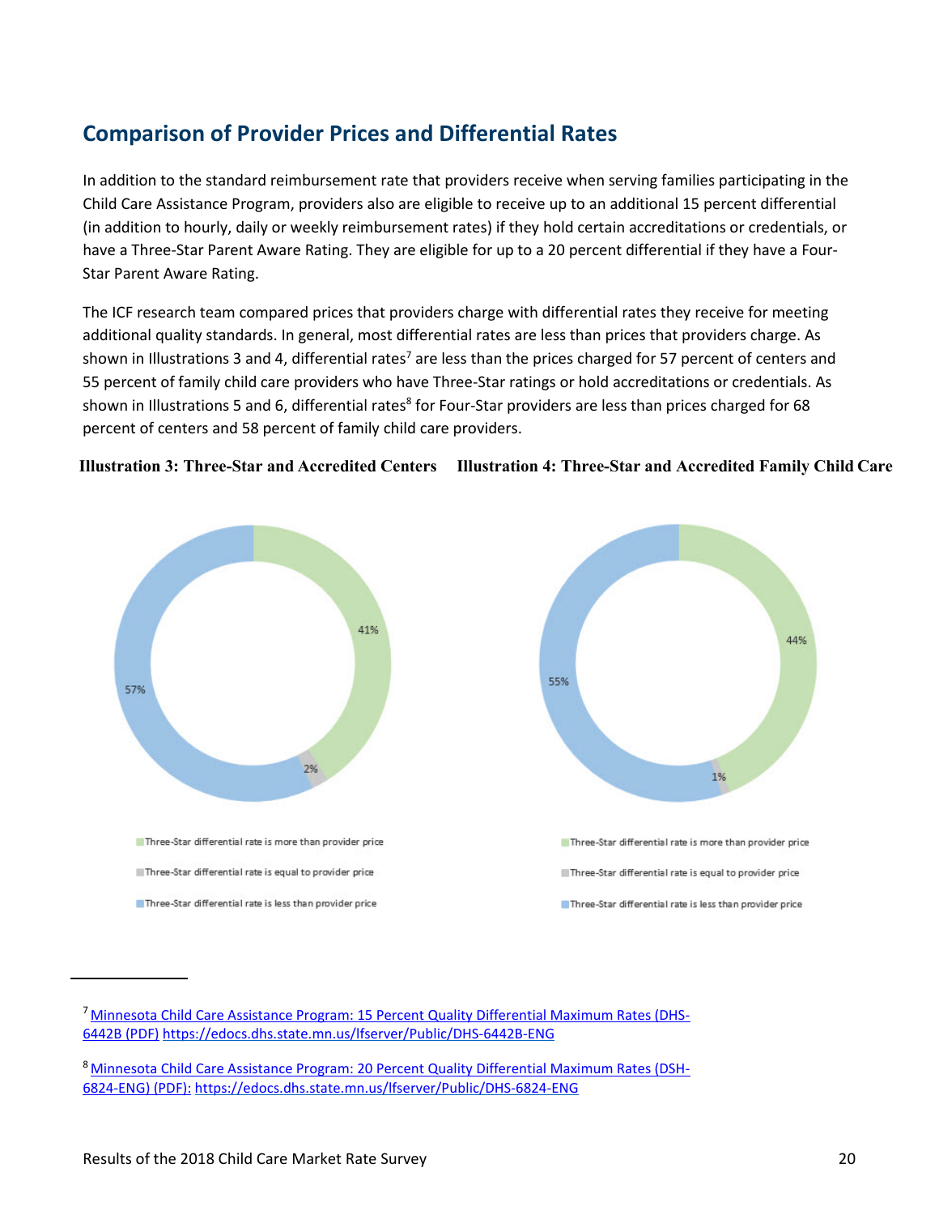## Comparison of Provider Prices and Differential Rates

In addition to the standard reimbursement rate that providers receive when serving families participating in the Child Care Assistance Program, providers also are eligible to receive up to an additional 15 percent differential (in addition to hourly, daily or weekly reimbursement rates) if they hold certain accreditations or credentials, or have a Three-Star Parent Aware Rating. They are eligible for up to a 20 percent differential if they have a Four-Star Parent Aware Rating.

The ICF research team compared prices that providers charge with differential rates they receive for meeting additional quality standards. In general, most differential rates are less than prices that providers charge. As shown in Illustrations 3 and 4, differential rates[7] are less than the prices charged for 57 percent of centers and 55 percent of family child care providers who have Three-Star ratings or hold accreditations or credentials. As shown in Illustrations 5 and 6, differential rates[8] for Four-Star providers are less than prices charged for 68 percent of centers and 58 percent of family child care providers.

**Illustration 3: Three-Star and Accredited Centers**

- Three-Star differential rate is more than provider price: 41%
- Three-Star differential rate is equal to provider price: 2%
- Three-Star differential rate is less than provider price: 57%

**Illustration 4: Three-Star and Accredited Family Child Care**

- Three-Star differential rate is more than provider price: 44%
- Three-Star differential rate is equal to provider price: 1%
- Three-Star differential rate is less than provider price: 55%

---

[7] Minnesota Child Care Assistance Program: 15 Percent Quality Differential Maximum Rates (DHS-6442B (PDF) https://edocs.dhs.state.mn.us/lfserver/Public/DHS-6442B-ENG

[8] Minnesota Child Care Assistance Program: 20 Percent Quality Differential Maximum Rates (DSH-6824-ENG) (PDF): https://edocs.dhs.state.mn.us/lfserver/Public/DHS-6824-ENG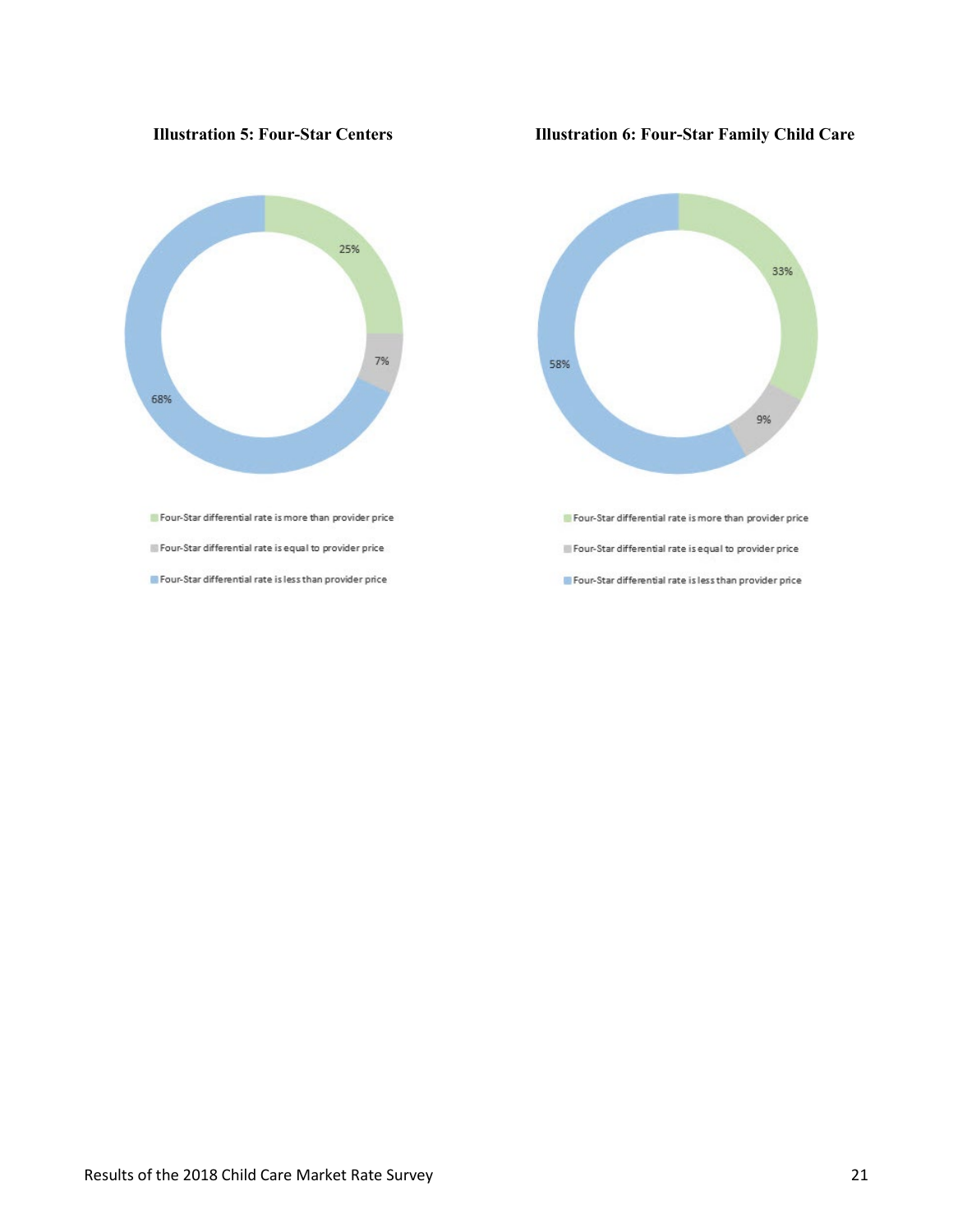**Illustration 5: Four-Star Centers**

25%

7%

68%

- Four-Star differential rate is more than provider price
- Four-Star differential rate is equal to provider price
- Four-Star differential rate is less than provider price

**Illustration 6: Four-Star Family Child Care**

33%

9%

58%

- Four-Star differential rate is more than provider price
- Four-Star differential rate is equal to provider price
- Four-Star differential rate is less than provider price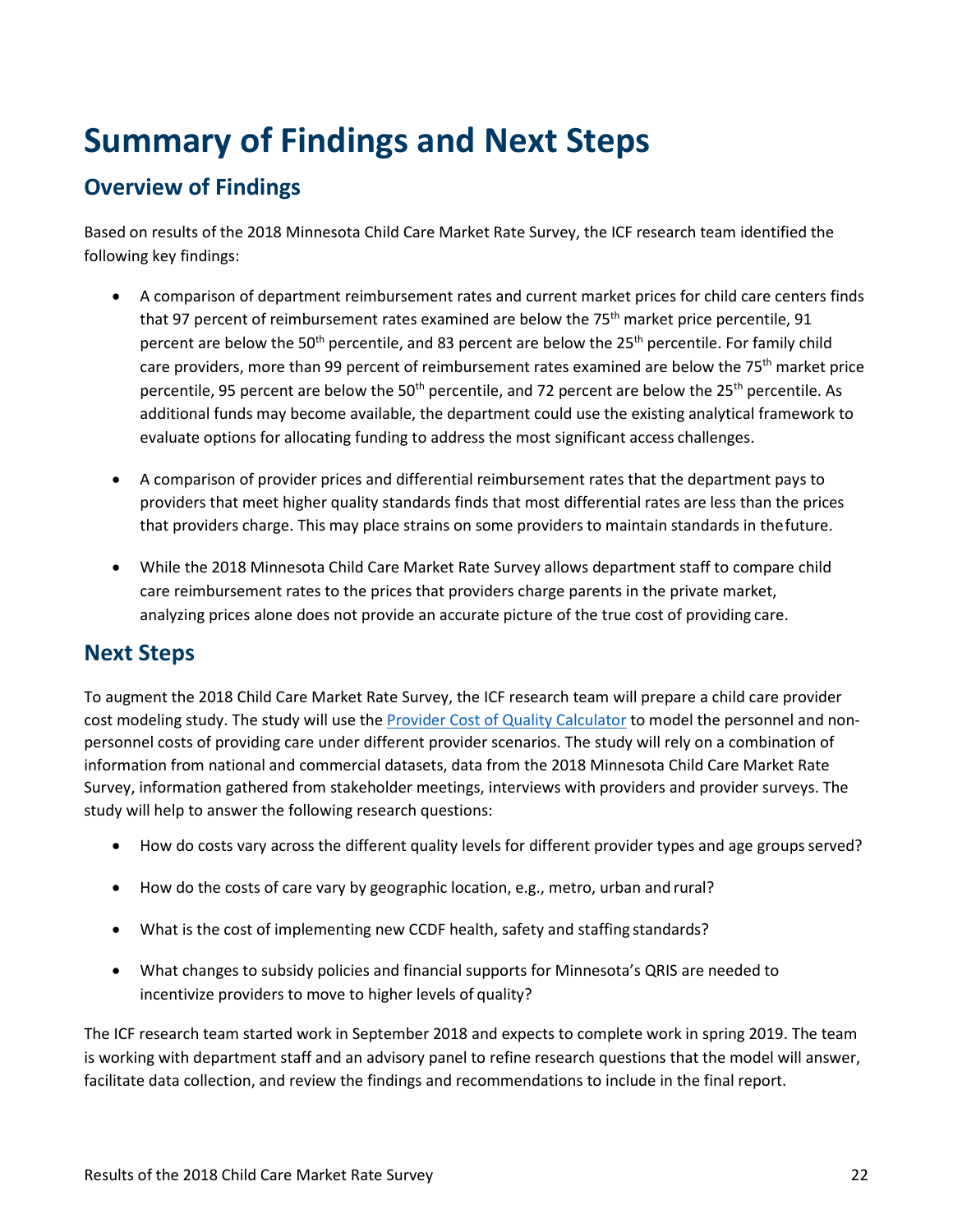# Summary of Findings and Next Steps

## Overview of Findings

Based on results of the 2018 Minnesota Child Care Market Rate Survey, the ICF research team identified the following key findings:

- A comparison of department reimbursement rates and current market prices for child care centers finds that 97 percent of reimbursement rates examined are below the 75th market price percentile, 91 percent are below the 50th percentile, and 83 percent are below the 25th percentile. For family child care providers, more than 99 percent of reimbursement rates examined are below the 75th market price percentile, 95 percent are below the 50th percentile, and 72 percent are below the 25th percentile. As additional funds may become available, the department could use the existing analytical framework to evaluate options for allocating funding to address the most significant access challenges.

- A comparison of provider prices and differential reimbursement rates that the department pays to providers that meet higher quality standards finds that most differential rates are less than the prices that providers charge. This may place strains on some providers to maintain standards in the future.

- While the 2018 Minnesota Child Care Market Rate Survey allows department staff to compare child care reimbursement rates to the prices that providers charge parents in the private market, analyzing prices alone does not provide an accurate picture of the true cost of providing care.

## Next Steps

To augment the 2018 Child Care Market Rate Survey, the ICF research team will prepare a child care provider cost modeling study. The study will use the Provider Cost of Quality Calculator to model the personnel and non-personnel costs of providing care under different provider scenarios. The study will rely on a combination of information from national and commercial datasets, data from the 2018 Minnesota Child Care Market Rate Survey, information gathered from stakeholder meetings, interviews with providers and provider surveys. The study will help to answer the following research questions:

- How do costs vary across the different quality levels for different provider types and age groups served?

- How do the costs of care vary by geographic location, e.g., metro, urban and rural?

- What is the cost of implementing new CCDF health, safety and staffing standards?

- What changes to subsidy policies and financial supports for Minnesota's QRIS are needed to incentivize providers to move to higher levels of quality?

The ICF research team started work in September 2018 and expects to complete work in spring 2019. The team is working with department staff and an advisory panel to refine research questions that the model will answer, facilitate data collection, and review the findings and recommendations to include in the final report.